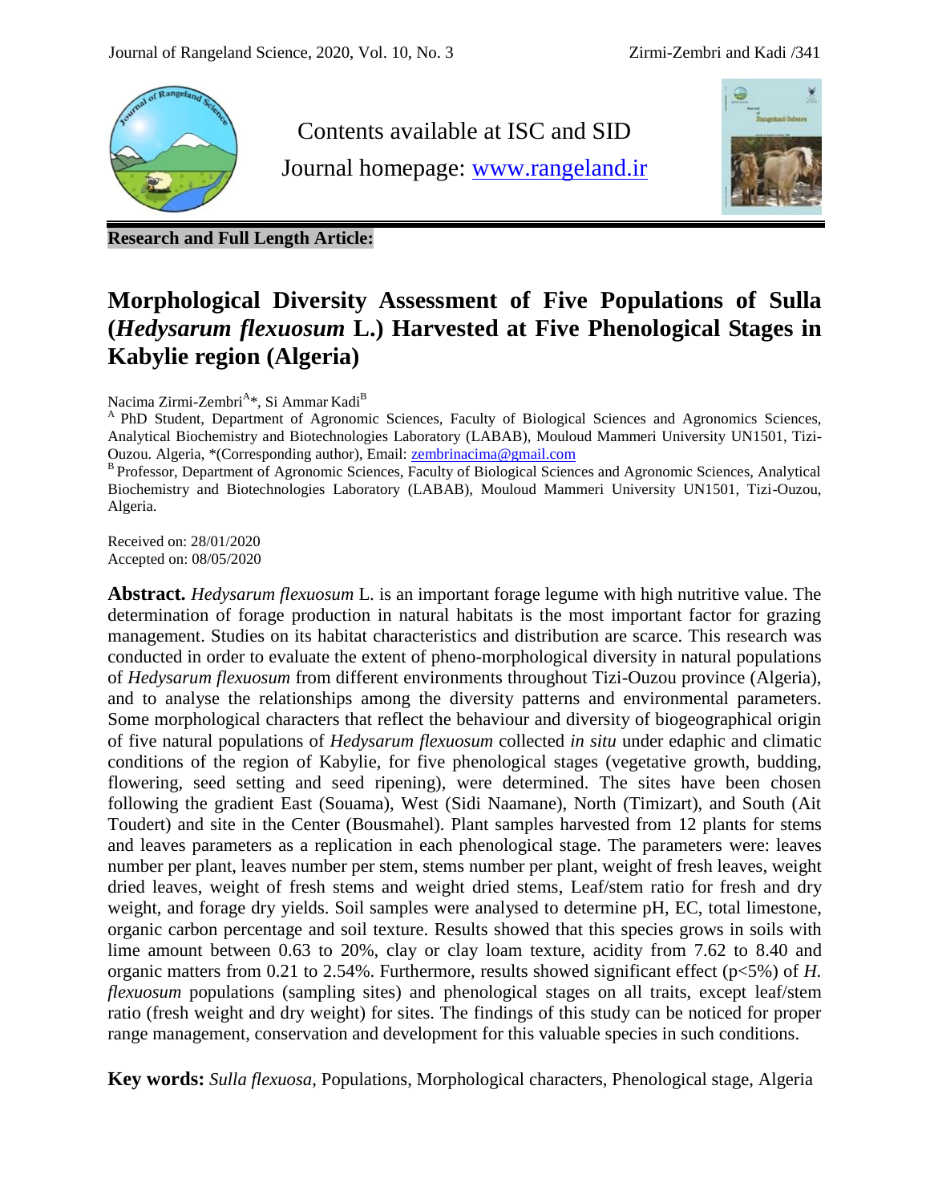Contents available at ISC and SID

Journal homepage: [www.rangeland.ir](http://www.rangeland.ir)

**Research and Full Length Article:**

# Morphological Diversity Assessment of Five Populations of Sulla (*Hedysarum flexuosum* L.) Harvested at Five Phenological Stages in Kabylie region (Algeria)

Nacima Zirmi-Zembri[A]*, Si Ammar Kadi[B]

[A] PhD Student, Department of Agronomic Sciences, Faculty of Biological Sciences and Agronomics Sciences, Analytical Biochemistry and Biotechnologies Laboratory (LABAB), Mouloud Mammeri University UN1501, Tizi-Ouzou. Algeria, *(Corresponding author), Email: [zembrinacima@gmail.com](mailto:zembrinacima@gmail.com)

[B] Professor, Department of Agronomic Sciences, Faculty of Biological Sciences and Agronomic Sciences, Analytical Biochemistry and Biotechnologies Laboratory (LABAB), Mouloud Mammeri University UN1501, Tizi-Ouzou, Algeria.

Received on: 28/01/2020
Accepted on: 08/05/2020

**Abstract.** *Hedysarum flexuosum* L. is an important forage legume with high nutritive value. The determination of forage production in natural habitats is the most important factor for grazing management. Studies on its habitat characteristics and distribution are scarce. This research was conducted in order to evaluate the extent of pheno-morphological diversity in natural populations of *Hedysarum flexuosum* from different environments throughout Tizi-Ouzou province (Algeria), and to analyse the relationships among the diversity patterns and environmental parameters. Some morphological characters that reflect the behaviour and diversity of biogeographical origin of five natural populations of *Hedysarum flexuosum* collected *in situ* under edaphic and climatic conditions of the region of Kabylie, for five phenological stages (vegetative growth, budding, flowering, seed setting and seed ripening), were determined. The sites have been chosen following the gradient East (Souama), West (Sidi Naamane), North (Timizart), and South (Ait Toudert) and site in the Center (Bousmahel). Plant samples harvested from 12 plants for stems and leaves parameters as a replication in each phenological stage. The parameters were: leaves number per plant, leaves number per stem, stems number per plant, weight of fresh leaves, weight dried leaves, weight of fresh stems and weight dried stems, Leaf/stem ratio for fresh and dry weight, and forage dry yields. Soil samples were analysed to determine pH, EC, total limestone, organic carbon percentage and soil texture. Results showed that this species grows in soils with lime amount between 0.63 to 20%, clay or clay loam texture, acidity from 7.62 to 8.40 and organic matters from 0.21 to 2.54%. Furthermore, results showed significant effect ($p<5\%$) of *H. flexuosum* populations (sampling sites) and phenological stages on all traits, except leaf/stem ratio (fresh weight and dry weight) for sites. The findings of this study can be noticed for proper range management, conservation and development for this valuable species in such conditions.

**Key words:** *Sulla flexuosa*, Populations, Morphological characters, Phenological stage, Algeria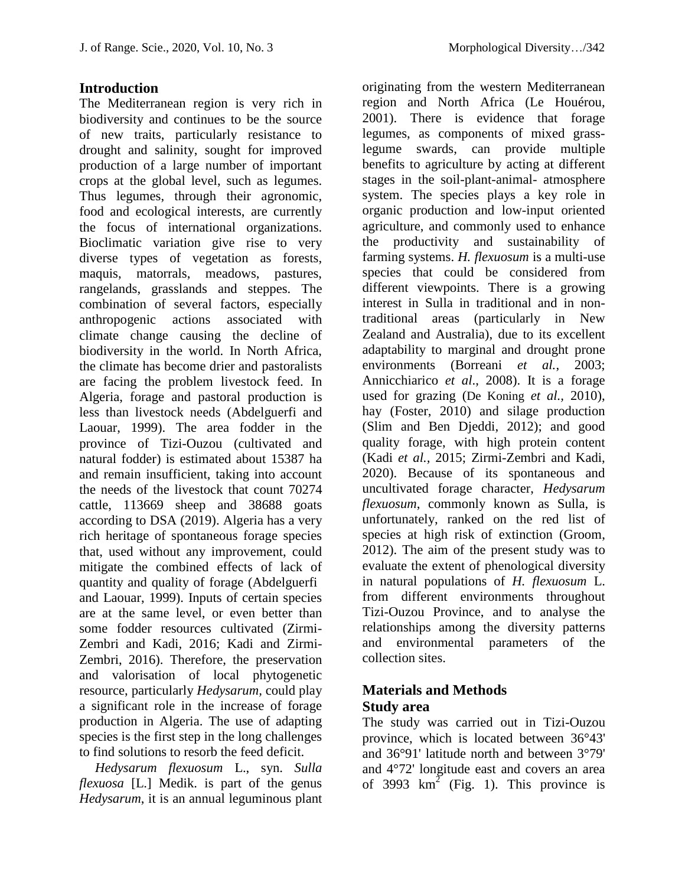## Introduction

The Mediterranean region is very rich in biodiversity and continues to be the source of new traits, particularly resistance to drought and salinity, sought for improved production of a large number of important crops at the global level, such as legumes. Thus legumes, through their agronomic, food and ecological interests, are currently the focus of international organizations. Bioclimatic variation give rise to very diverse types of vegetation as forests, maquis, matorrals, meadows, pastures, rangelands, grasslands and steppes. The combination of several factors, especially anthropogenic actions associated with climate change causing the decline of biodiversity in the world. In North Africa, the climate has become drier and pastoralists are facing the problem livestock feed. In Algeria, forage and pastoral production is less than livestock needs (Abdelguerfi and Laouar, 1999). The area fodder in the province of Tizi-Ouzou (cultivated and natural fodder) is estimated about 15387 ha and remain insufficient, taking into account the needs of the livestock that count 70274 cattle, 113669 sheep and 38688 goats according to DSA (2019). Algeria has a very rich heritage of spontaneous forage species that, used without any improvement, could mitigate the combined effects of lack of quantity and quality of forage (Abdelguerfi and Laouar, 1999). Inputs of certain species are at the same level, or even better than some fodder resources cultivated (Zirmi-Zembri and Kadi, 2016; Kadi and Zirmi-Zembri, 2016). Therefore, the preservation and valorisation of local phytogenetic resource, particularly *Hedysarum*, could play a significant role in the increase of forage production in Algeria. The use of adapting species is the first step in the long challenges to find solutions to resorb the feed deficit.

*Hedysarum flexuosum* L., syn. *Sulla flexuosa* [L.] Medik. is part of the genus *Hedysarum*, it is an annual leguminous plant originating from the western Mediterranean region and North Africa (Le Houérou, 2001). There is evidence that forage legumes, as components of mixed grass-legume swards, can provide multiple benefits to agriculture by acting at different stages in the soil-plant-animal- atmosphere system. The species plays a key role in organic production and low-input oriented agriculture, and commonly used to enhance the productivity and sustainability of farming systems. *H. flexuosum* is a multi-use species that could be considered from different viewpoints. There is a growing interest in Sulla in traditional and in non-traditional areas (particularly in New Zealand and Australia), due to its excellent adaptability to marginal and drought prone environments (Borreani *et al.*, 2003; Annicchiarico *et al*., 2008). It is a forage used for grazing (De Koning *et al.,* 2010), hay (Foster, 2010) and silage production (Slim and Ben Djeddi, 2012); and good quality forage, with high protein content (Kadi *et al.,* 2015; Zirmi-Zembri and Kadi, 2020). Because of its spontaneous and uncultivated forage character, *Hedysarum flexuosum*, commonly known as Sulla, is unfortunately, ranked on the red list of species at high risk of extinction (Groom, 2012). The aim of the present study was to evaluate the extent of phenological diversity in natural populations of *H. flexuosum* L. from different environments throughout Tizi-Ouzou Province, and to analyse the relationships among the diversity patterns and environmental parameters of the collection sites.

## Materials and Methods

### Study area

The study was carried out in Tizi-Ouzou province, which is located between 36°43' and 36°91' latitude north and between 3°79' and 4°72' longitude east and covers an area of 3993 km$^2$ (Fig. 1). This province is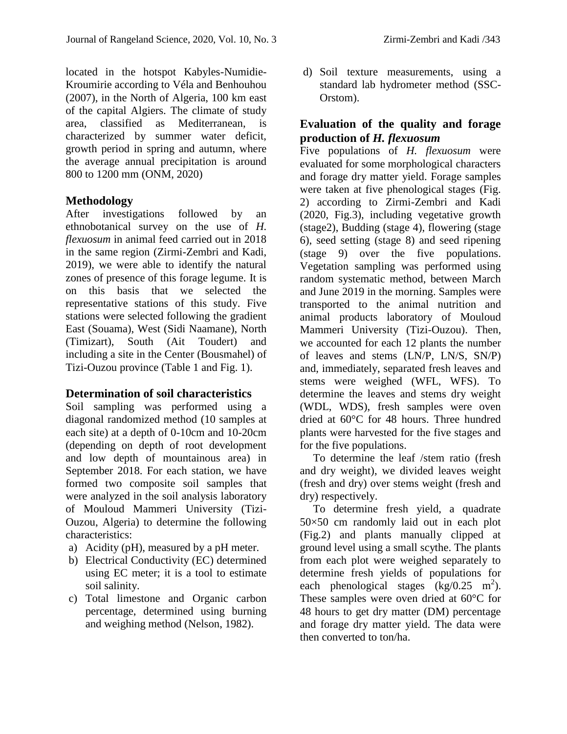located in the hotspot Kabyles-Numidie-Kroumirie according to Véla and Benhouhou (2007), in the North of Algeria, 100 km east of the capital Algiers. The climate of study area, classified as Mediterranean, is characterized by summer water deficit, growth period in spring and autumn, where the average annual precipitation is around 800 to 1200 mm (ONM, 2020)

## Methodology

After investigations followed by an ethnobotanical survey on the use of *H. flexuosum* in animal feed carried out in 2018 in the same region (Zirmi-Zembri and Kadi, 2019), we were able to identify the natural zones of presence of this forage legume. It is on this basis that we selected the representative stations of this study. Five stations were selected following the gradient East (Souama), West (Sidi Naamane), North (Timizart), South (Ait Toudert) and including a site in the Center (Bousmahel) of Tizi-Ouzou province (Table 1 and Fig. 1).

## Determination of soil characteristics

Soil sampling was performed using a diagonal randomized method (10 samples at each site) at a depth of 0-10cm and 10-20cm (depending on depth of root development and low depth of mountainous area) in September 2018. For each station, we have formed two composite soil samples that were analyzed in the soil analysis laboratory of Mouloud Mammeri University (Tizi-Ouzou, Algeria) to determine the following characteristics:

a) Acidity (pH), measured by a pH meter.
b) Electrical Conductivity (EC) determined using EC meter; it is a tool to estimate soil salinity.
c) Total limestone and Organic carbon percentage, determined using burning and weighing method (Nelson, 1982).
d) Soil texture measurements, using a standard lab hydrometer method (SSC-Orstom).

## Evaluation of the quality and forage production of *H. flexuosum*

Five populations of *H. flexuosum* were evaluated for some morphological characters and forage dry matter yield. Forage samples were taken at five phenological stages (Fig. 2) according to Zirmi-Zembri and Kadi (2020, Fig.3), including vegetative growth (stage2), Budding (stage 4), flowering (stage 6), seed setting (stage 8) and seed ripening (stage 9) over the five populations. Vegetation sampling was performed using random systematic method, between March and June 2019 in the morning. Samples were transported to the animal nutrition and animal products laboratory of Mouloud Mammeri University (Tizi-Ouzou). Then, we accounted for each 12 plants the number of leaves and stems (LN/P, LN/S, SN/P) and, immediately, separated fresh leaves and stems were weighed (WFL, WFS). To determine the leaves and stems dry weight (WDL, WDS), fresh samples were oven dried at 60°C for 48 hours. Three hundred plants were harvested for the five stages and for the five populations.

To determine the leaf /stem ratio (fresh and dry weight), we divided leaves weight (fresh and dry) over stems weight (fresh and dry) respectively.

To determine fresh yield, a quadrate 50×50 cm randomly laid out in each plot (Fig.2) and plants manually clipped at ground level using a small scythe. The plants from each plot were weighed separately to determine fresh yields of populations for each phenological stages (kg/0.25 $m^2$). These samples were oven dried at 60°C for 48 hours to get dry matter (DM) percentage and forage dry matter yield. The data were then converted to ton/ha.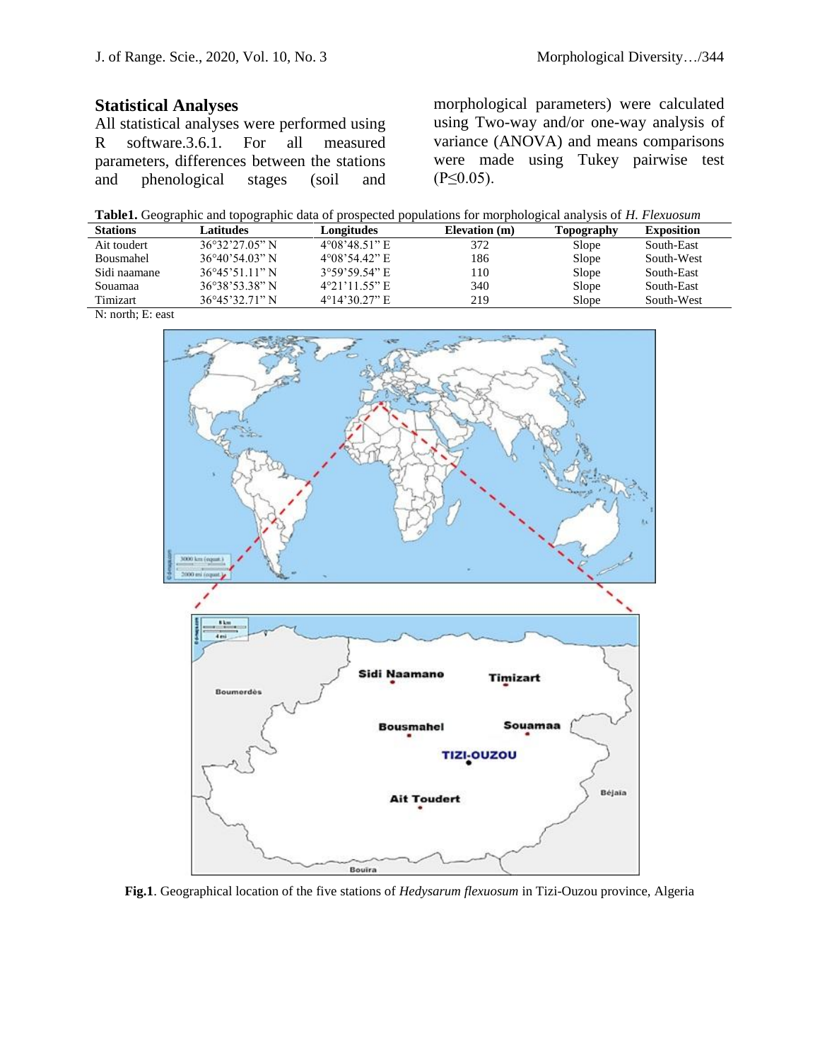## Statistical Analyses

All statistical analyses were performed using R software.3.6.1. For all measured parameters, differences between the stations and phenological stages (soil and morphological parameters) were calculated using Two-way and/or one-way analysis of variance (ANOVA) and means comparisons were made using Tukey pairwise test (P≤0.05).

**Table1.** Geographic and topographic data of prospected populations for morphological analysis of *H. Flexuosum*

| Stations | Latitudes | Longitudes | Elevation (m) | Topography | Exposition |
|---|---|---|---|---|---|
| Ait toudert | 36°32'27.05" N | 4°08'48.51" E | 372 | Slope | South-East |
| Bousmahel | 36°40'54.03" N | 4°08'54.42" E | 186 | Slope | South-West |
| Sidi naamane | 36°45'51.11" N | 3°59'59.54" E | 110 | Slope | South-East |
| Souamaa | 36°38'53.38" N | 4°21'11.55" E | 340 | Slope | South-East |
| Timizart | 36°45'32.71" N | 4°14'30.27" E | 219 | Slope | South-West |

N: north; E: east

**Fig.1**. Geographical location of the five stations of *Hedysarum flexuosum* in Tizi-Ouzou province, Algeria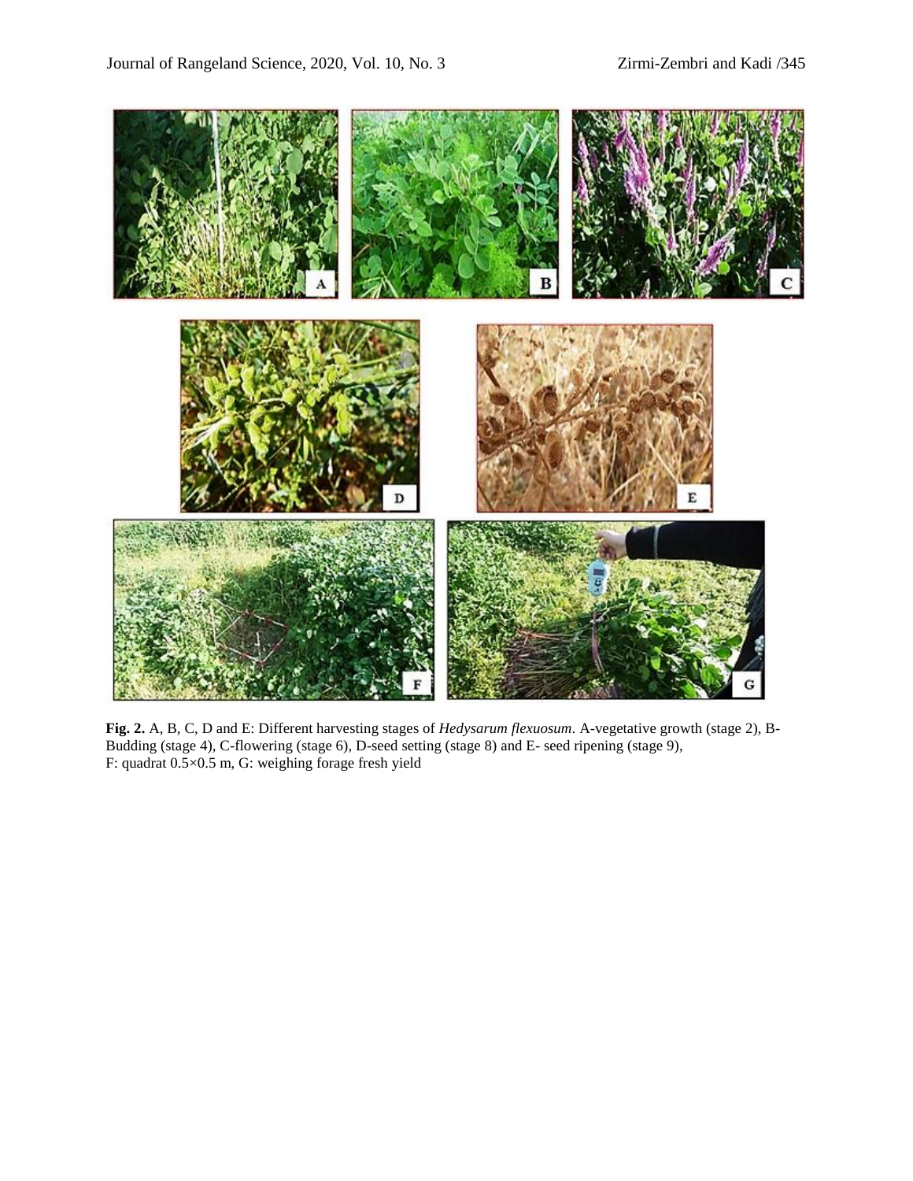**Fig. 2.** A, B, C, D and E: Different harvesting stages of *Hedysarum flexuosum*. A-vegetative growth (stage 2), B-Budding (stage 4), C-flowering (stage 6), D-seed setting (stage 8) and E- seed ripening (stage 9), F: quadrat 0.5×0.5 m, G: weighing forage fresh yield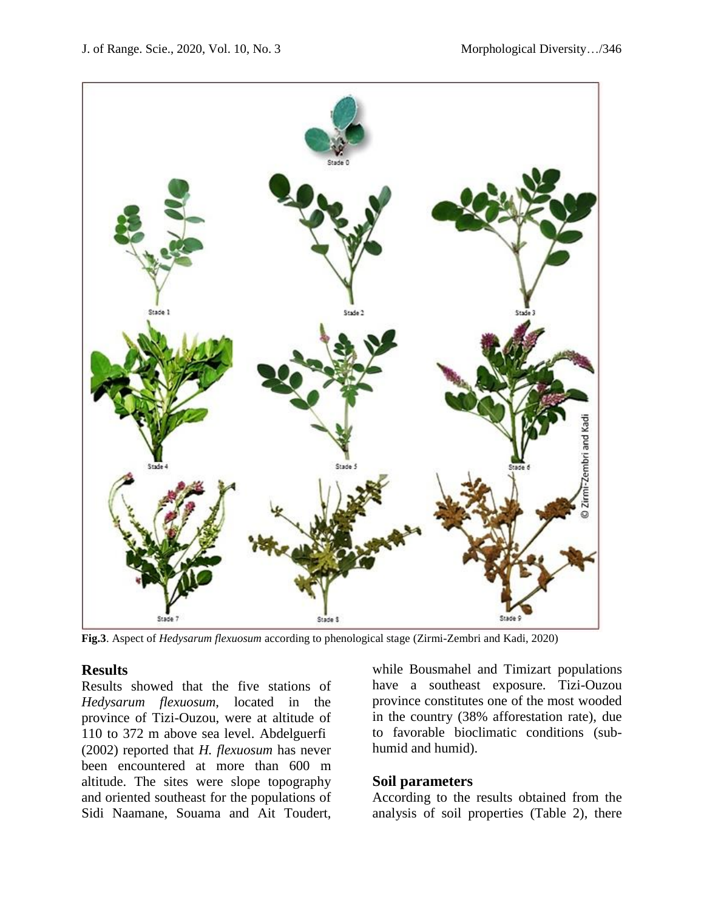**Fig.3**. Aspect of *Hedysarum flexuosum* according to phenological stage (Zirmi-Zembri and Kadi, 2020)

## Results

Results showed that the five stations of *Hedysarum flexuosum*, located in the province of Tizi-Ouzou, were at altitude of 110 to 372 m above sea level. Abdelguerfi (2002) reported that *H. flexuosum* has never been encountered at more than 600 m altitude. The sites were slope topography and oriented southeast for the populations of Sidi Naamane, Souama and Ait Toudert, while Bousmahel and Timizart populations have a southeast exposure. Tizi-Ouzou province constitutes one of the most wooded in the country (38% afforestation rate), due to favorable bioclimatic conditions (sub-humid and humid).

### Soil parameters

According to the results obtained from the analysis of soil properties (Table 2), there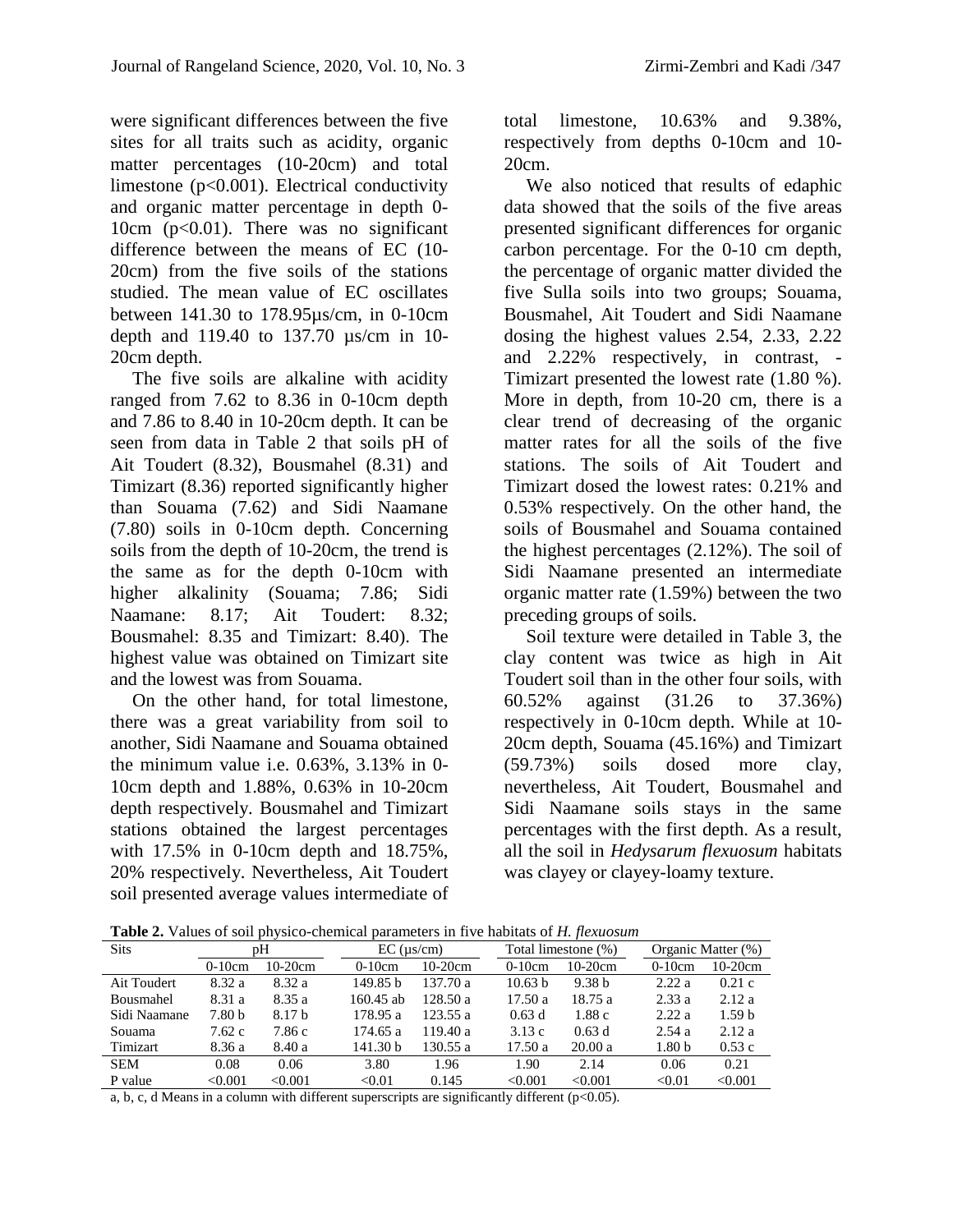were significant differences between the five sites for all traits such as acidity, organic matter percentages (10-20cm) and total limestone ($p<0.001$). Electrical conductivity and organic matter percentage in depth 0-10cm ($p<0.01$). There was no significant difference between the means of EC (10-20cm) from the five soils of the stations studied. The mean value of EC oscillates between 141.30 to 178.95µs/cm, in 0-10cm depth and 119.40 to 137.70 µs/cm in 10-20cm depth.

The five soils are alkaline with acidity ranged from 7.62 to 8.36 in 0-10cm depth and 7.86 to 8.40 in 10-20cm depth. It can be seen from data in Table 2 that soils pH of Ait Toudert (8.32), Bousmahel (8.31) and Timizart (8.36) reported significantly higher than Souama (7.62) and Sidi Naamane (7.80) soils in 0-10cm depth. Concerning soils from the depth of 10-20cm, the trend is the same as for the depth 0-10cm with higher alkalinity (Souama; 7.86; Sidi Naamane: 8.17; Ait Toudert: 8.32; Bousmahel: 8.35 and Timizart: 8.40). The highest value was obtained on Timizart site and the lowest was from Souama.

On the other hand, for total limestone, there was a great variability from soil to another, Sidi Naamane and Souama obtained the minimum value i.e. 0.63%, 3.13% in 0-10cm depth and 1.88%, 0.63% in 10-20cm depth respectively. Bousmahel and Timizart stations obtained the largest percentages with 17.5% in 0-10cm depth and 18.75%, 20% respectively. Nevertheless, Ait Toudert soil presented average values intermediate of total limestone, 10.63% and 9.38%, respectively from depths 0-10cm and 10-20cm.

We also noticed that results of edaphic data showed that the soils of the five areas presented significant differences for organic carbon percentage. For the 0-10 cm depth, the percentage of organic matter divided the five Sulla soils into two groups; Souama, Bousmahel, Ait Toudert and Sidi Naamane dosing the highest values 2.54, 2.33, 2.22 and 2.22% respectively, in contrast, - Timizart presented the lowest rate (1.80 %). More in depth, from 10-20 cm, there is a clear trend of decreasing of the organic matter rates for all the soils of the five stations. The soils of Ait Toudert and Timizart dosed the lowest rates: 0.21% and 0.53% respectively. On the other hand, the soils of Bousmahel and Souama contained the highest percentages (2.12%). The soil of Sidi Naamane presented an intermediate organic matter rate (1.59%) between the two preceding groups of soils.

Soil texture were detailed in Table 3, the clay content was twice as high in Ait Toudert soil than in the other four soils, with 60.52% against (31.26 to 37.36%) respectively in 0-10cm depth. While at 10-20cm depth, Souama (45.16%) and Timizart (59.73%) soils dosed more clay, nevertheless, Ait Toudert, Bousmahel and Sidi Naamane soils stays in the same percentages with the first depth. As a result, all the soil in *Hedysarum flexuosum* habitats was clayey or clayey-loamy texture.

**Table 2.** Values of soil physico-chemical parameters in five habitats of *H. flexuosum*

| Sits | pH | | EC (µs/cm) | | Total limestone (%) | | Organic Matter (%) | |
|---|---|---|---|---|---|---|---|---|
| | 0-10cm | 10-20cm | 0-10cm | 10-20cm | 0-10cm | 10-20cm | 0-10cm | 10-20cm |
| Ait Toudert | 8.32 a | 8.32 a | 149.85 b | 137.70 a | 10.63 b | 9.38 b | 2.22 a | 0.21 c |
| Bousmahel | 8.31 a | 8.35 a | 160.45 ab | 128.50 a | 17.50 a | 18.75 a | 2.33 a | 2.12 a |
| Sidi Naamane | 7.80 b | 8.17 b | 178.95 a | 123.55 a | 0.63 d | 1.88 c | 2.22 a | 1.59 b |
| Souama | 7.62 c | 7.86 c | 174.65 a | 119.40 a | 3.13 c | 0.63 d | 2.54 a | 2.12 a |
| Timizart | 8.36 a | 8.40 a | 141.30 b | 130.55 a | 17.50 a | 20.00 a | 1.80 b | 0.53 c |
| SEM | 0.08 | 0.06 | 3.80 | 1.96 | 1.90 | 2.14 | 0.06 | 0.21 |
| P value | <0.001 | <0.001 | <0.01 | 0.145 | <0.001 | <0.001 | <0.01 | <0.001 |

a, b, c, d Means in a column with different superscripts are significantly different ($p<0.05$).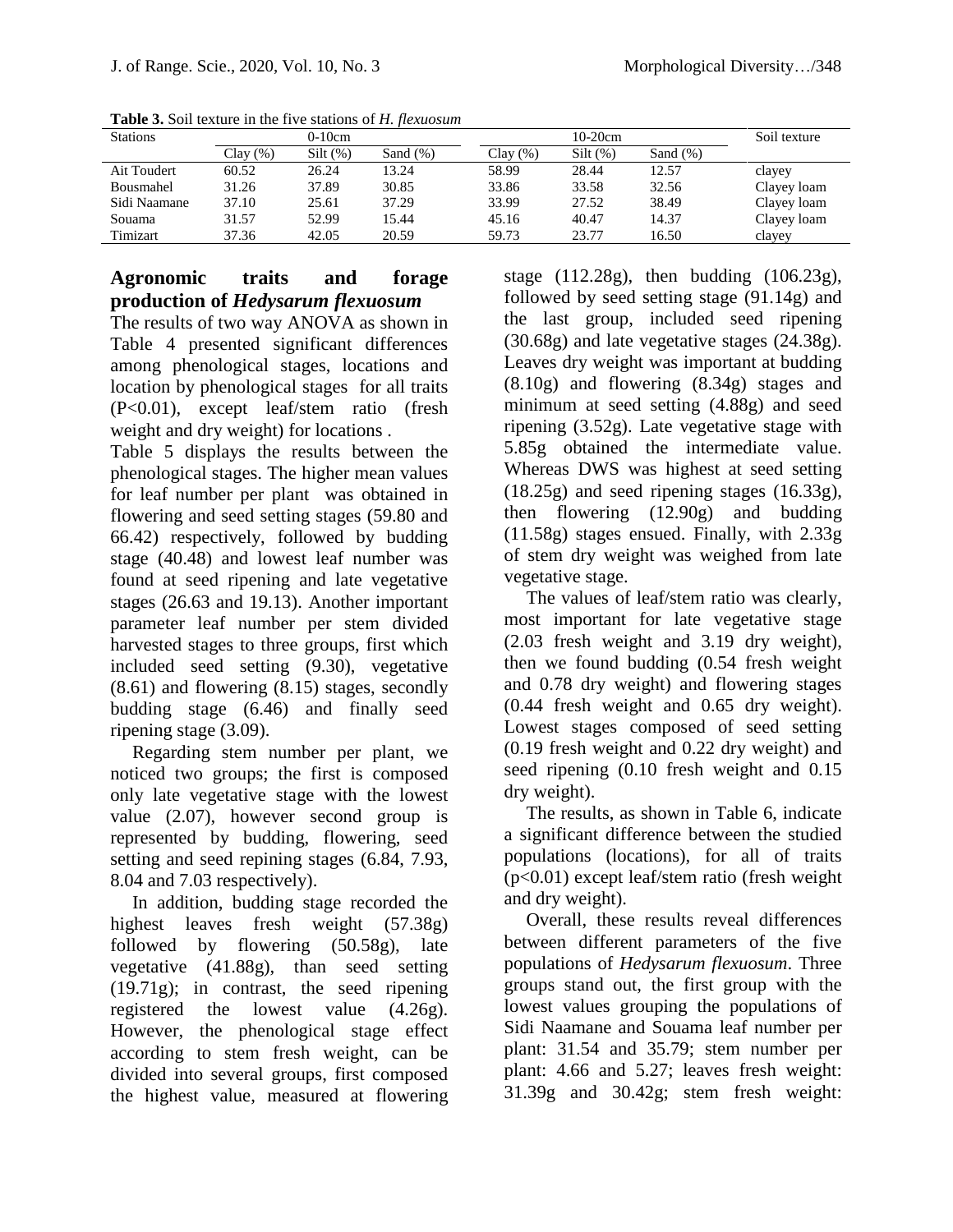**Table 3.** Soil texture in the five stations of *H. flexuosum*

| Stations | 0-10cm | | | 10-20cm | | | Soil texture |
|---|---|---|---|---|---|---|---|
| | Clay (%) | Silt (%) | Sand (%) | Clay (%) | Silt (%) | Sand (%) | |
| Ait Toudert | 60.52 | 26.24 | 13.24 | 58.99 | 28.44 | 12.57 | clayey |
| Bousmahel | 31.26 | 37.89 | 30.85 | 33.86 | 33.58 | 32.56 | Clayey loam |
| Sidi Naamane | 37.10 | 25.61 | 37.29 | 33.99 | 27.52 | 38.49 | Clayey loam |
| Souama | 31.57 | 52.99 | 15.44 | 45.16 | 40.47 | 14.37 | Clayey loam |
| Timizart | 37.36 | 42.05 | 20.59 | 59.73 | 23.77 | 16.50 | clayey |

## Agronomic traits and forage production of *Hedysarum flexuosum*

The results of two way ANOVA as shown in Table 4 presented significant differences among phenological stages, locations and location by phenological stages for all traits ($P<0.01$), except leaf/stem ratio (fresh weight and dry weight) for locations .

Table 5 displays the results between the phenological stages. The higher mean values for leaf number per plant was obtained in flowering and seed setting stages (59.80 and 66.42) respectively, followed by budding stage (40.48) and lowest leaf number was found at seed ripening and late vegetative stages (26.63 and 19.13). Another important parameter leaf number per stem divided harvested stages to three groups, first which included seed setting (9.30), vegetative (8.61) and flowering (8.15) stages, secondly budding stage (6.46) and finally seed ripening stage (3.09).

Regarding stem number per plant, we noticed two groups; the first is composed only late vegetative stage with the lowest value (2.07), however second group is represented by budding, flowering, seed setting and seed repining stages (6.84, 7.93, 8.04 and 7.03 respectively).

In addition, budding stage recorded the highest leaves fresh weight (57.38g) followed by flowering (50.58g), late vegetative (41.88g), than seed setting (19.71g); in contrast, the seed ripening registered the lowest value (4.26g). However, the phenological stage effect according to stem fresh weight, can be divided into several groups, first composed the highest value, measured at flowering stage (112.28g), then budding (106.23g), followed by seed setting stage (91.14g) and the last group, included seed ripening (30.68g) and late vegetative stages (24.38g). Leaves dry weight was important at budding (8.10g) and flowering (8.34g) stages and minimum at seed setting (4.88g) and seed ripening (3.52g). Late vegetative stage with 5.85g obtained the intermediate value. Whereas DWS was highest at seed setting (18.25g) and seed ripening stages (16.33g), then flowering (12.90g) and budding (11.58g) stages ensued. Finally, with 2.33g of stem dry weight was weighed from late vegetative stage.

The values of leaf/stem ratio was clearly, most important for late vegetative stage (2.03 fresh weight and 3.19 dry weight), then we found budding (0.54 fresh weight and 0.78 dry weight) and flowering stages (0.44 fresh weight and 0.65 dry weight). Lowest stages composed of seed setting (0.19 fresh weight and 0.22 dry weight) and seed ripening (0.10 fresh weight and 0.15 dry weight).

The results, as shown in Table 6, indicate a significant difference between the studied populations (locations), for all of traits ($p<0.01$) except leaf/stem ratio (fresh weight and dry weight).

Overall, these results reveal differences between different parameters of the five populations of *Hedysarum flexuosum*. Three groups stand out, the first group with the lowest values grouping the populations of Sidi Naamane and Souama leaf number per plant: 31.54 and 35.79; stem number per plant: 4.66 and 5.27; leaves fresh weight: 31.39g and 30.42g; stem fresh weight: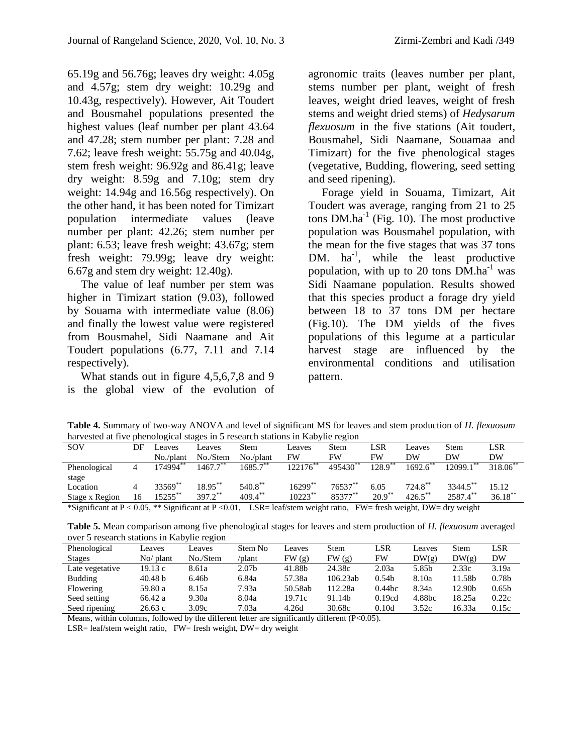65.19g and 56.76g; leaves dry weight: 4.05g and 4.57g; stem dry weight: 10.29g and 10.43g, respectively). However, Ait Toudert and Bousmahel populations presented the highest values (leaf number per plant 43.64 and 47.28; stem number per plant: 7.28 and 7.62; leave fresh weight: 55.75g and 40.04g, stem fresh weight: 96.92g and 86.41g; leave dry weight: 8.59g and 7.10g; stem dry weight: 14.94g and 16.56g respectively). On the other hand, it has been noted for Timizart population intermediate values (leave number per plant: 42.26; stem number per plant: 6.53; leave fresh weight: 43.67g; stem fresh weight: 79.99g; leave dry weight: 6.67g and stem dry weight: 12.40g).

The value of leaf number per stem was higher in Timizart station (9.03), followed by Souama with intermediate value (8.06) and finally the lowest value were registered from Bousmahel, Sidi Naamane and Ait Toudert populations (6.77, 7.11 and 7.14 respectively).

What stands out in figure 4,5,6,7,8 and 9 is the global view of the evolution of agronomic traits (leaves number per plant, stems number per plant, weight of fresh leaves, weight dried leaves, weight of fresh stems and weight dried stems) of *Hedysarum flexuosum* in the five stations (Ait toudert, Bousmahel, Sidi Naamane, Souamaa and Timizart) for the five phenological stages (vegetative, Budding, flowering, seed setting and seed ripening).

Forage yield in Souama, Timizart, Ait Toudert was average, ranging from 21 to 25 tons DM.ha$^{-1}$ (Fig. 10). The most productive population was Bousmahel population, with the mean for the five stages that was 37 tons DM. ha$^{-1}$, while the least productive population, with up to 20 tons DM.ha$^{-1}$ was Sidi Naamane population. Results showed that this species product a forage dry yield between 18 to 37 tons DM per hectare (Fig.10). The DM yields of the fives populations of this legume at a particular harvest stage are influenced by the environmental conditions and utilisation pattern.

**Table 4.** Summary of two-way ANOVA and level of significant MS for leaves and stem production of *H. flexuosum* harvested at five phenological stages in 5 research stations in Kabylie region

| SOV | DF | Leaves No./plant | Leaves No./Stem | Stem No./plant | Leaves FW | Stem FW | LSR FW | Leaves DW | Stem DW | LSR DW |
|---|---|---|---|---|---|---|---|---|---|---|
| Phenological stage | 4 | 174994** | 1467.7** | 1685.7** | 122176** | 495430** | 128.9** | 1692.6** | 12099.1** | 318.06** |
| Location | 4 | 33569** | 18.95** | 540.8** | 16299** | 76537** | 6.05 | 724.8** | 3344.5** | 15.12 |
| Stage x Region | 16 | 15255** | 397.2** | 409.4** | 10223** | 85377** | 20.9** | 426.5** | 2587.4** | 36.18** |

*Significant at $P < 0.05$, ** Significant at $P < 0.01$, LSR= leaf/stem weight ratio, FW= fresh weight, DW= dry weight

**Table 5.** Mean comparison among five phenological stages for leaves and stem production of *H. flexuosum* averaged over 5 research stations in Kabylie region

| Phenological Stages | Leaves No/ plant | Leaves No./Stem | Stem No /plant | Leaves FW (g) | Stem FW (g) | LSR FW | Leaves DW(g) | Stem DW(g) | LSR DW |
|---|---|---|---|---|---|---|---|---|---|
| Late vegetative | 19.13 c | 8.61a | 2.07b | 41.88b | 24.38c | 2.03a | 5.85b | 2.33c | 3.19a |
| Budding | 40.48 b | 6.46b | 6.84a | 57.38a | 106.23ab | 0.54b | 8.10a | 11.58b | 0.78b |
| Flowering | 59.80 a | 8.15a | 7.93a | 50.58ab | 112.28a | 0.44bc | 8.34a | 12.90b | 0.65b |
| Seed setting | 66.42 a | 9.30a | 8.04a | 19.71c | 91.14b | 0.19cd | 4.88bc | 18.25a | 0.22c |
| Seed ripening | 26.63 c | 3.09c | 7.03a | 4.26d | 30.68c | 0.10d | 3.52c | 16.33a | 0.15c |

Means, within columns, followed by the different letter are significantly different ($P<0.05$).

LSR= leaf/stem weight ratio, FW= fresh weight, DW= dry weight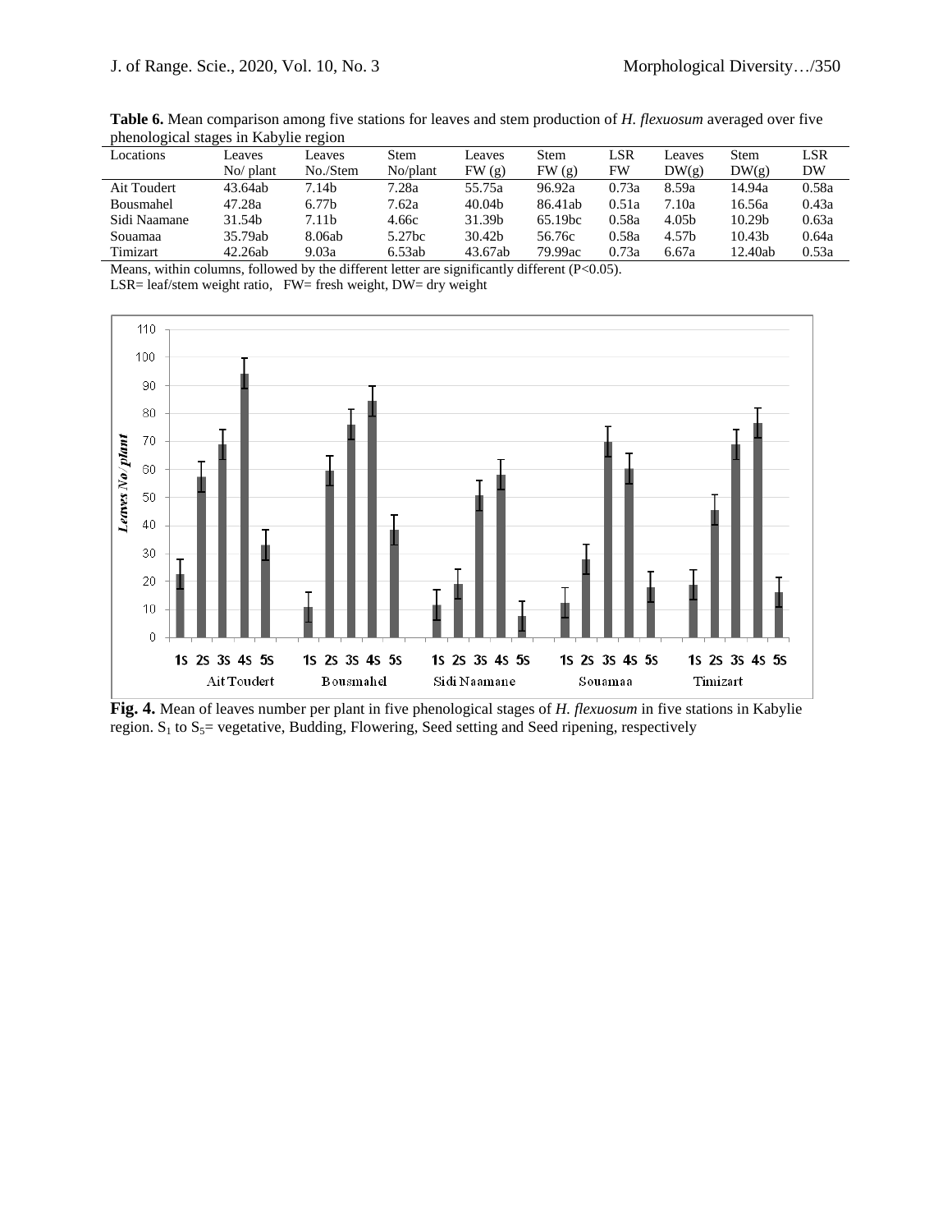**Table 6.** Mean comparison among five stations for leaves and stem production of *H. flexuosum* averaged over five phenological stages in Kabylie region

| Locations | Leaves No/ plant | Leaves No./Stem | Stem No/plant | Leaves FW (g) | Stem FW (g) | LSR FW | Leaves DW(g) | Stem DW(g) | LSR DW |
|---|---|---|---|---|---|---|---|---|---|
| Ait Toudert | 43.64ab | 7.14b | 7.28a | 55.75a | 96.92a | 0.73a | 8.59a | 14.94a | 0.58a |
| Bousmahel | 47.28a | 6.77b | 7.62a | 40.04b | 86.41ab | 0.51a | 7.10a | 16.56a | 0.43a |
| Sidi Naamane | 31.54b | 7.11b | 4.66c | 31.39b | 65.19bc | 0.58a | 4.05b | 10.29b | 0.63a |
| Souamaa | 35.79ab | 8.06ab | 5.27bc | 30.42b | 56.76c | 0.58a | 4.57b | 10.43b | 0.64a |
| Timizart | 42.26ab | 9.03a | 6.53ab | 43.67ab | 79.99ac | 0.73a | 6.67a | 12.40ab | 0.53a |

Means, within columns, followed by the different letter are significantly different (P<0.05).
LSR= leaf/stem weight ratio, FW= fresh weight, DW= dry weight

**Fig. 4.** Mean of leaves number per plant in five phenological stages of *H. flexuosum* in five stations in Kabylie region. $S_1$ to $S_5$= vegetative, Budding, Flowering, Seed setting and Seed ripening, respectively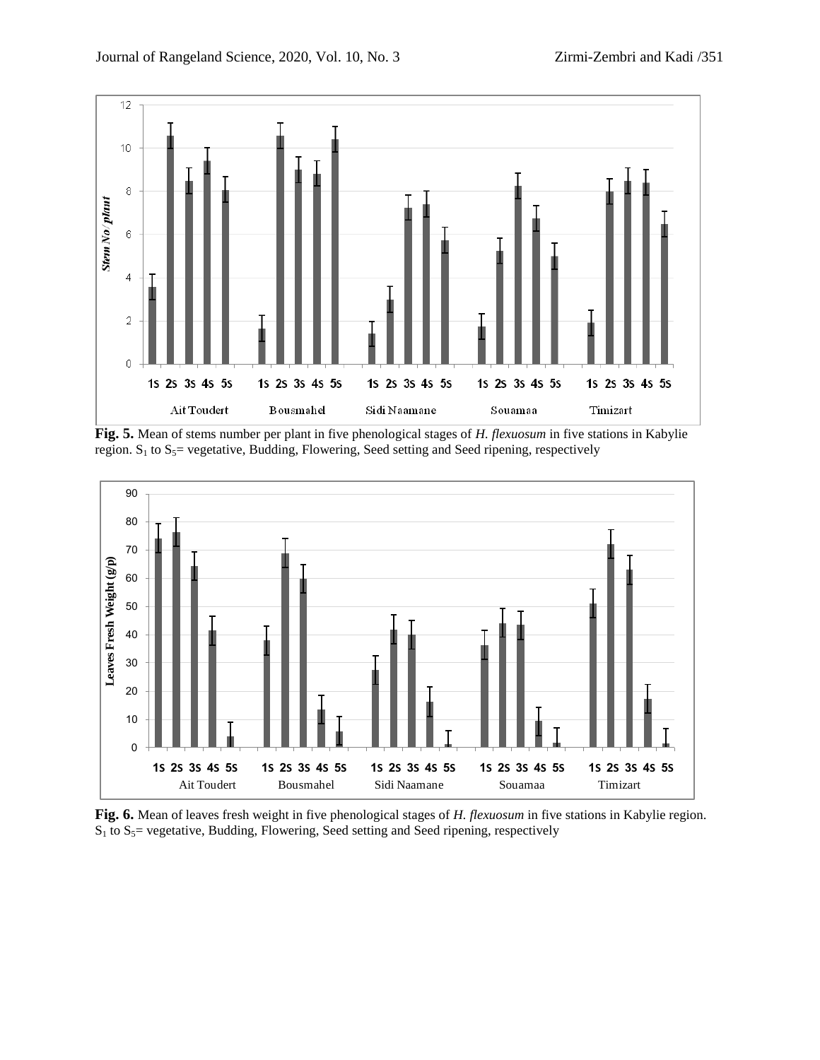**Fig. 5.** Mean of stems number per plant in five phenological stages of *H. flexuosum* in five stations in Kabylie region. $S_1$ to $S_5$= vegetative, Budding, Flowering, Seed setting and Seed ripening, respectively

**Fig. 6.** Mean of leaves fresh weight in five phenological stages of *H. flexuosum* in five stations in Kabylie region. $S_1$ to $S_5$= vegetative, Budding, Flowering, Seed setting and Seed ripening, respectively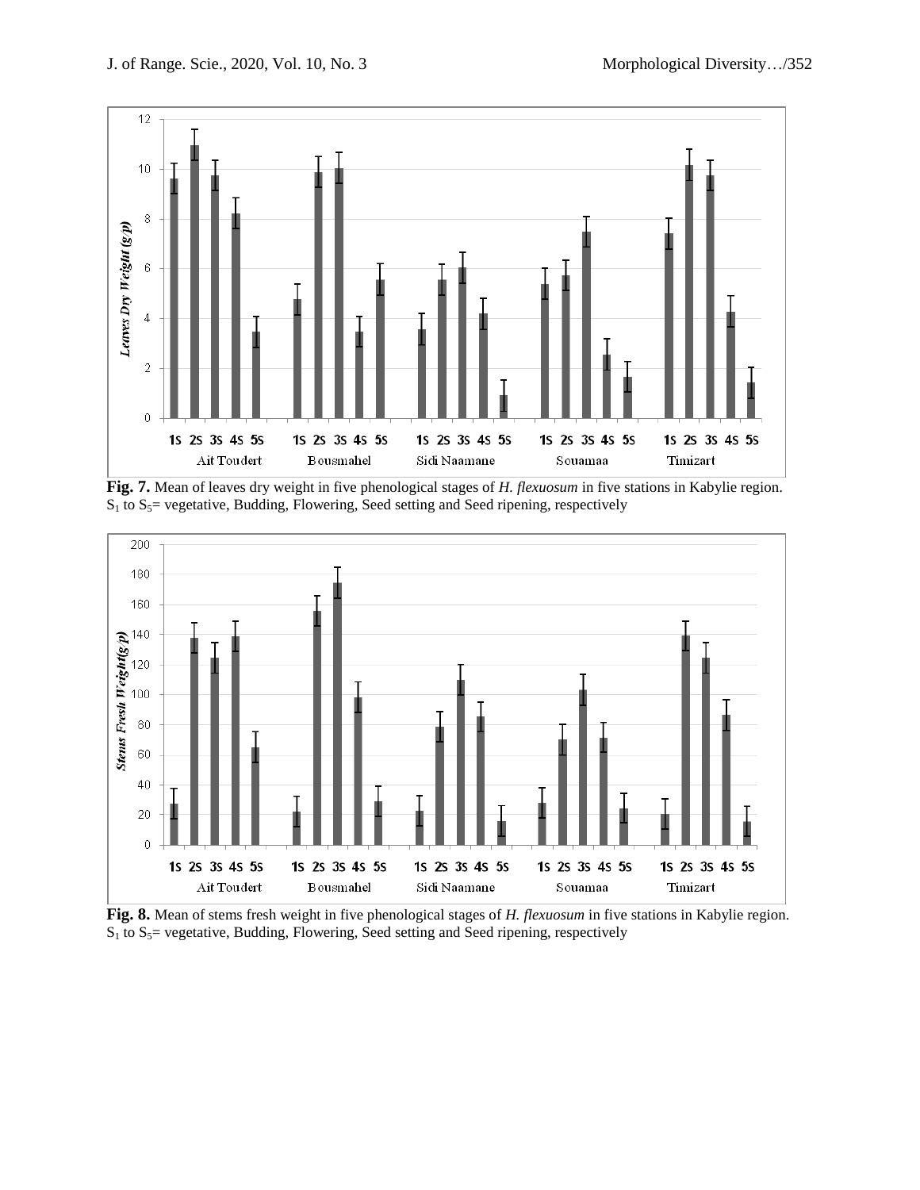**Fig. 7.** Mean of leaves dry weight in five phenological stages of *H. flexuosum* in five stations in Kabylie region. $S_1$ to $S_5$= vegetative, Budding, Flowering, Seed setting and Seed ripening, respectively

**Fig. 8.** Mean of stems fresh weight in five phenological stages of *H. flexuosum* in five stations in Kabylie region. $S_1$ to $S_5$= vegetative, Budding, Flowering, Seed setting and Seed ripening, respectively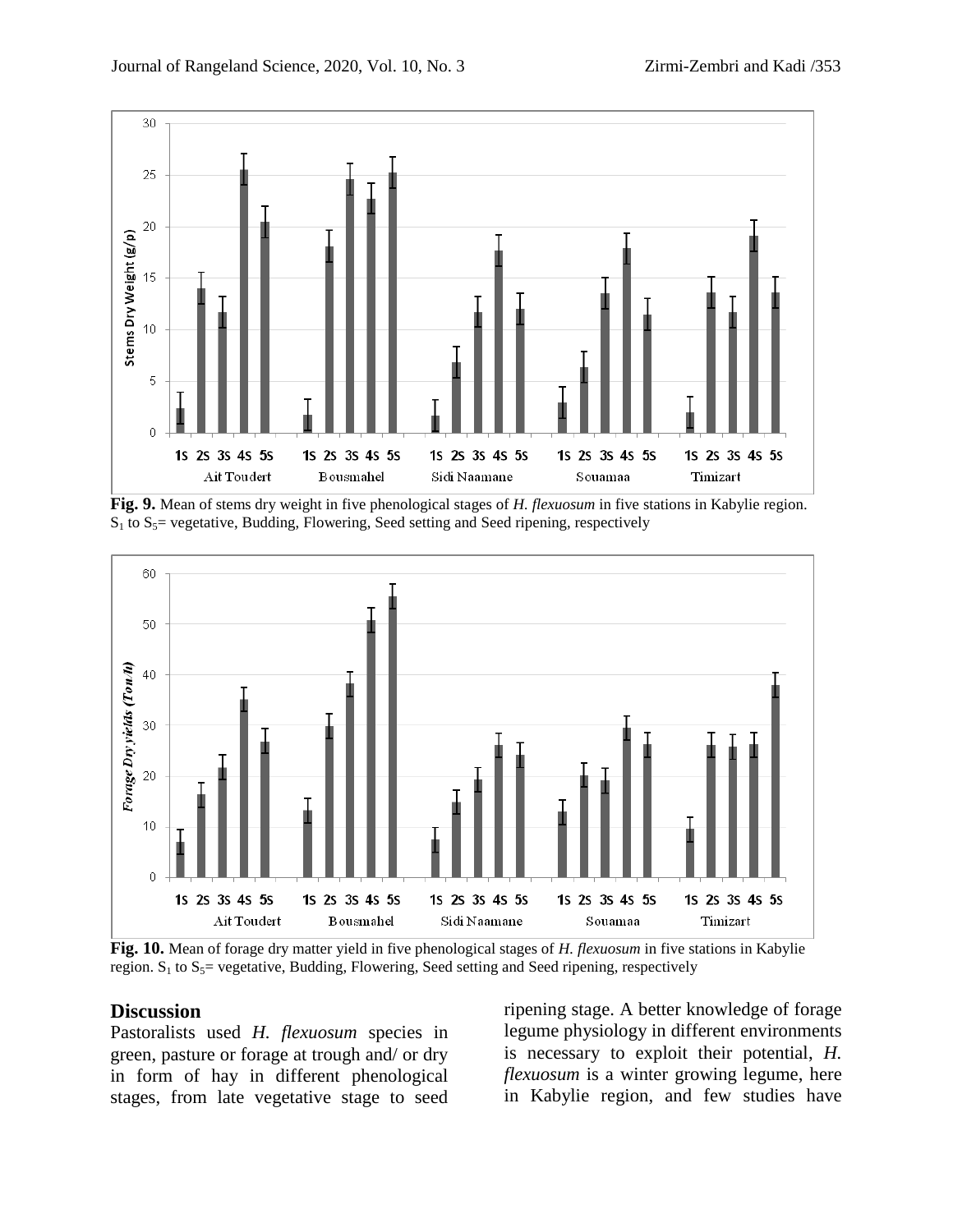**Fig. 9.** Mean of stems dry weight in five phenological stages of *H. flexuosum* in five stations in Kabylie region. $S_1$ to $S_5$= vegetative, Budding, Flowering, Seed setting and Seed ripening, respectively

**Fig. 10.** Mean of forage dry matter yield in five phenological stages of *H. flexuosum* in five stations in Kabylie region. $S_1$ to $S_5$= vegetative, Budding, Flowering, Seed setting and Seed ripening, respectively

## Discussion

Pastoralists used *H. flexuosum* species in green, pasture or forage at trough and/ or dry in form of hay in different phenological stages, from late vegetative stage to seed ripening stage. A better knowledge of forage legume physiology in different environments is necessary to exploit their potential, *H. flexuosum* is a winter growing legume, here in Kabylie region, and few studies have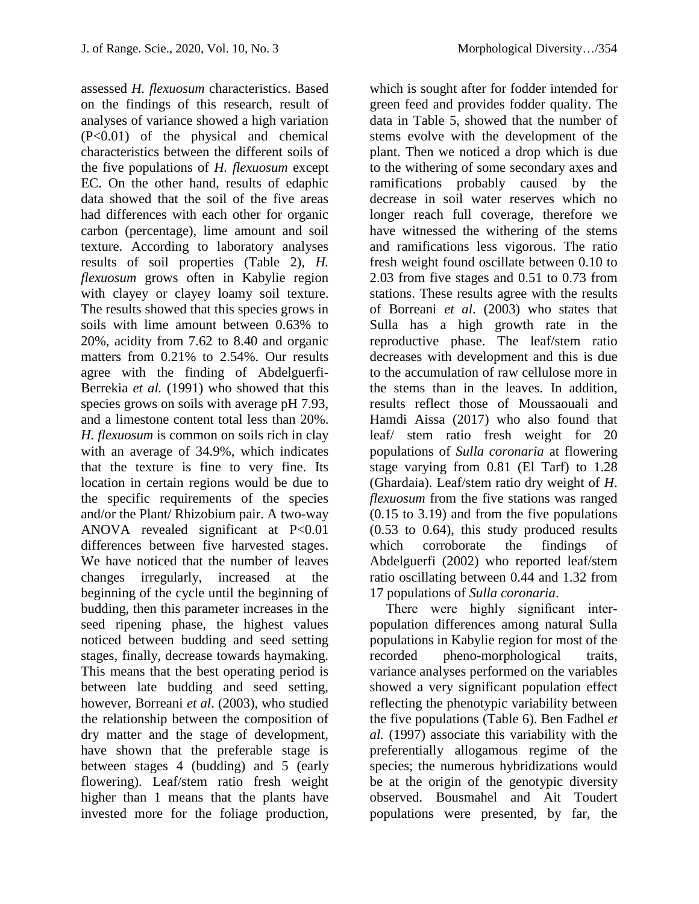assessed *H. flexuosum* characteristics. Based on the findings of this research, result of analyses of variance showed a high variation ($P<0.01$) of the physical and chemical characteristics between the different soils of the five populations of *H. flexuosum* except EC. On the other hand, results of edaphic data showed that the soil of the five areas had differences with each other for organic carbon (percentage), lime amount and soil texture. According to laboratory analyses results of soil properties (Table 2), *H. flexuosum* grows often in Kabylie region with clayey or clayey loamy soil texture. The results showed that this species grows in soils with lime amount between 0.63% to 20%, acidity from 7.62 to 8.40 and organic matters from 0.21% to 2.54%. Our results agree with the finding of Abdelguerfi-Berrekia *et al.* (1991) who showed that this species grows on soils with average pH 7.93, and a limestone content total less than 20%. *H. flexuosum* is common on soils rich in clay with an average of 34.9%, which indicates that the texture is fine to very fine. Its location in certain regions would be due to the specific requirements of the species and/or the Plant/ Rhizobium pair. A two-way ANOVA revealed significant at $P<0.01$ differences between five harvested stages. We have noticed that the number of leaves changes irregularly, increased at the beginning of the cycle until the beginning of budding, then this parameter increases in the seed ripening phase, the highest values noticed between budding and seed setting stages, finally, decrease towards haymaking. This means that the best operating period is between late budding and seed setting, however, Borreani *et al*. (2003), who studied the relationship between the composition of dry matter and the stage of development, have shown that the preferable stage is between stages 4 (budding) and 5 (early flowering). Leaf/stem ratio fresh weight higher than 1 means that the plants have invested more for the foliage production, which is sought after for fodder intended for green feed and provides fodder quality. The data in Table 5, showed that the number of stems evolve with the development of the plant. Then we noticed a drop which is due to the withering of some secondary axes and ramifications probably caused by the decrease in soil water reserves which no longer reach full coverage, therefore we have witnessed the withering of the stems and ramifications less vigorous. The ratio fresh weight found oscillate between 0.10 to 2.03 from five stages and 0.51 to 0.73 from stations. These results agree with the results of Borreani *et al*. (2003) who states that Sulla has a high growth rate in the reproductive phase. The leaf/stem ratio decreases with development and this is due to the accumulation of raw cellulose more in the stems than in the leaves. In addition, results reflect those of Moussaouali and Hamdi Aissa (2017) who also found that leaf/ stem ratio fresh weight for 20 populations of *Sulla coronaria* at flowering stage varying from 0.81 (El Tarf) to 1.28 (Ghardaia). Leaf/stem ratio dry weight of *H. flexuosum* from the five stations was ranged (0.15 to 3.19) and from the five populations (0.53 to 0.64), this study produced results which corroborate the findings of Abdelguerfi (2002) who reported leaf/stem ratio oscillating between 0.44 and 1.32 from 17 populations of *Sulla coronaria*.

There were highly significant inter-population differences among natural Sulla populations in Kabylie region for most of the recorded pheno-morphological traits, variance analyses performed on the variables showed a very significant population effect reflecting the phenotypic variability between the five populations (Table 6). Ben Fadhel *et al.* (1997) associate this variability with the preferentially allogamous regime of the species; the numerous hybridizations would be at the origin of the genotypic diversity observed. Bousmahel and Ait Toudert populations were presented, by far, the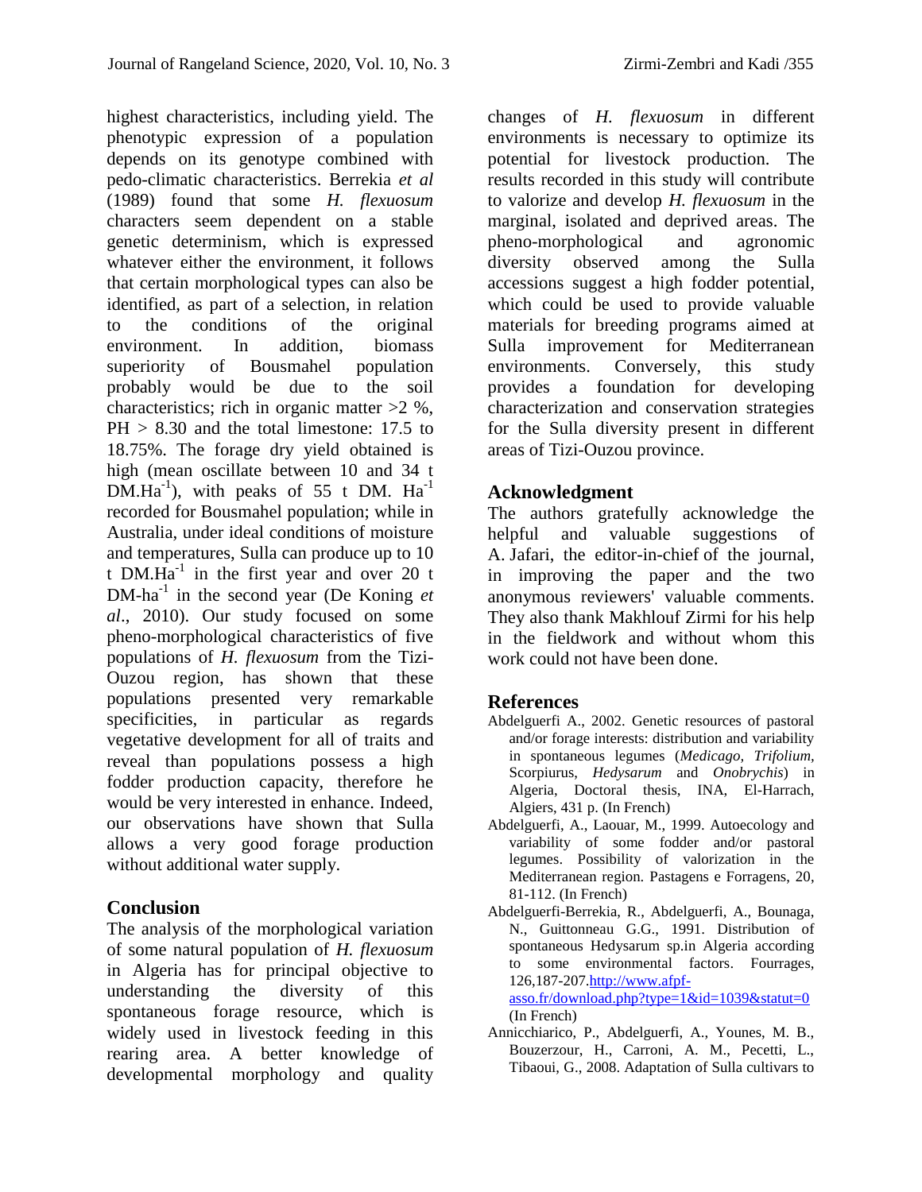highest characteristics, including yield. The phenotypic expression of a population depends on its genotype combined with pedo-climatic characteristics. Berrekia *et al* (1989) found that some *H. flexuosum* characters seem dependent on a stable genetic determinism, which is expressed whatever either the environment, it follows that certain morphological types can also be identified, as part of a selection, in relation to the conditions of the original environment. In addition, biomass superiority of Bousmahel population probably would be due to the soil characteristics; rich in organic matter >2 %, PH > 8.30 and the total limestone: 17.5 to 18.75%. The forage dry yield obtained is high (mean oscillate between 10 and 34 t DM.Ha$^{-1}$), with peaks of 55 t DM. Ha$^{-1}$ recorded for Bousmahel population; while in Australia, under ideal conditions of moisture and temperatures, Sulla can produce up to 10 t DM.Ha$^{-1}$ in the first year and over 20 t DM-ha$^{-1}$ in the second year (De Koning *et al*., 2010). Our study focused on some pheno-morphological characteristics of five populations of *H. flexuosum* from the Tizi-Ouzou region, has shown that these populations presented very remarkable specificities, in particular as regards vegetative development for all of traits and reveal than populations possess a high fodder production capacity, therefore he would be very interested in enhance. Indeed, our observations have shown that Sulla allows a very good forage production without additional water supply.

## Conclusion

The analysis of the morphological variation of some natural population of *H. flexuosum* in Algeria has for principal objective to understanding the diversity of this spontaneous forage resource, which is widely used in livestock feeding in this rearing area. A better knowledge of developmental morphology and quality changes of *H. flexuosum* in different environments is necessary to optimize its potential for livestock production. The results recorded in this study will contribute to valorize and develop *H. flexuosum* in the marginal, isolated and deprived areas. The pheno-morphological and agronomic diversity observed among the Sulla accessions suggest a high fodder potential, which could be used to provide valuable materials for breeding programs aimed at Sulla improvement for Mediterranean environments. Conversely, this study provides a foundation for developing characterization and conservation strategies for the Sulla diversity present in different areas of Tizi-Ouzou province.

## Acknowledgment

The authors gratefully acknowledge the helpful and valuable suggestions of A. Jafari, the editor-in-chief of the journal, in improving the paper and the two anonymous reviewers' valuable comments. They also thank Makhlouf Zirmi for his help in the fieldwork and without whom this work could not have been done.

## References

Abdelguerfi A., 2002. Genetic resources of pastoral and/or forage interests: distribution and variability in spontaneous legumes (*Medicago*, *Trifolium*, Scorpiurus, *Hedysarum* and *Onobrychis*) in Algeria, Doctoral thesis, INA, El-Harrach, Algiers, 431 p. (In French)

Abdelguerfi, A., Laouar, M., 1999. Autoecology and variability of some fodder and/or pastoral legumes. Possibility of valorization in the Mediterranean region. Pastagens e Forragens, 20, 81-112. (In French)

Abdelguerfi-Berrekia, R., Abdelguerfi, A., Bounaga, N., Guittonneau G.G., 1991. Distribution of spontaneous Hedysarum sp.in Algeria according to some environmental factors. Fourrages, 126,187-207.http://www.afpf-asso.fr/download.php?type=1&id=1039&statut=0 (In French)

Annicchiarico, P., Abdelguerfi, A., Younes, M. B., Bouzerzour, H., Carroni, A. M., Pecetti, L., Tibaoui, G., 2008. Adaptation of Sulla cultivars to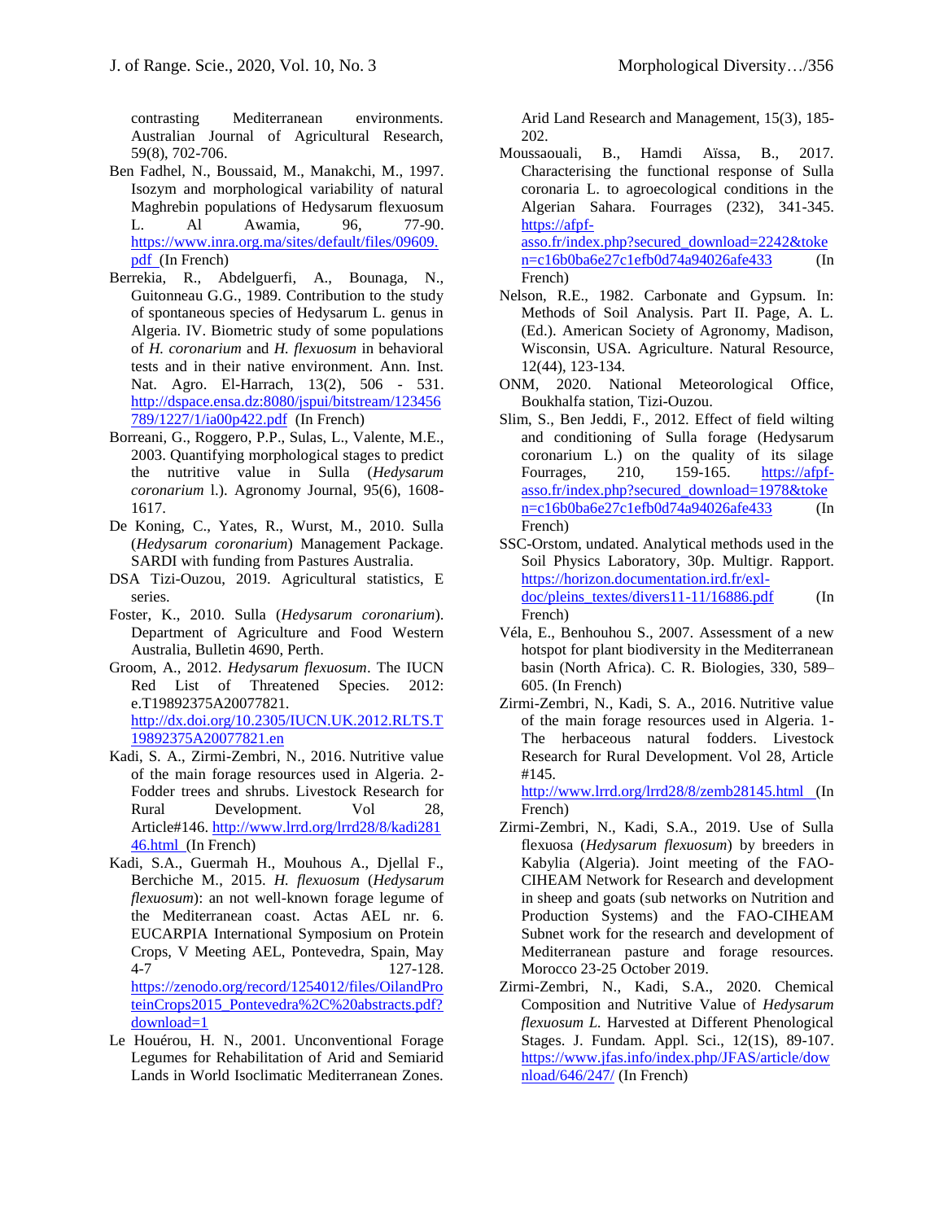contrasting Mediterranean environments. Australian Journal of Agricultural Research, 59(8), 702-706.

Ben Fadhel, N., Boussaid, M., Manakchi, M., 1997. Isozym and morphological variability of natural Maghrebin populations of Hedysarum flexuosum L. Al Awamia, 96, 77-90. https://www.inra.org.ma/sites/default/files/09609.pdf (In French)

Berrekia, R., Abdelguerfi, A., Bounaga, N., Guitonneau G.G., 1989. Contribution to the study of spontaneous species of Hedysarum L. genus in Algeria. IV. Biometric study of some populations of *H. coronarium* and *H. flexuosum* in behavioral tests and in their native environment. Ann. Inst. Nat. Agro. El-Harrach, 13(2), 506 - 531. http://dspace.ensa.dz:8080/jspui/bitstream/123456789/1227/1/ia00p422.pdf (In French)

Borreani, G., Roggero, P.P., Sulas, L., Valente, M.E., 2003. Quantifying morphological stages to predict the nutritive value in Sulla (*Hedysarum coronarium* l.). Agronomy Journal, 95(6), 1608-1617.

De Koning, C., Yates, R., Wurst, M., 2010. Sulla (*Hedysarum coronarium*) Management Package. SARDI with funding from Pastures Australia.

DSA Tizi-Ouzou, 2019. Agricultural statistics, E series.

Foster, K., 2010. Sulla (*Hedysarum coronarium*). Department of Agriculture and Food Western Australia, Bulletin 4690, Perth.

Groom, A., 2012. *Hedysarum flexuosum*. The IUCN Red List of Threatened Species. 2012: e.T19892375A20077821. http://dx.doi.org/10.2305/IUCN.UK.2012.RLTS.T19892375A20077821.en

Kadi, S. A., Zirmi-Zembri, N., 2016. Nutritive value of the main forage resources used in Algeria. 2- Fodder trees and shrubs. Livestock Research for Rural Development. Vol 28, Article#146. http://www.lrrd.org/lrrd28/8/kadi28146.html (In French)

Kadi, S.A., Guermah H., Mouhous A., Djellal F., Berchiche M., 2015. *H. flexuosum* (*Hedysarum flexuosum*): an not well-known forage legume of the Mediterranean coast. Actas AEL nr. 6. EUCARPIA International Symposium on Protein Crops, V Meeting AEL, Pontevedra, Spain, May 4-7 127-128. https://zenodo.org/record/1254012/files/OilandProteinCrops2015_Pontevedra%2C%20abstracts.pdf?download=1

Le Houérou, H. N., 2001. Unconventional Forage Legumes for Rehabilitation of Arid and Semiarid Lands in World Isoclimatic Mediterranean Zones. Arid Land Research and Management, 15(3), 185-202.

Moussaouali, B., Hamdi Aïssa, B., 2017. Characterising the functional response of Sulla coronaria L. to agroecological conditions in the Algerian Sahara. Fourrages (232), 341-345. https://afpf-asso.fr/index.php?secured_download=2242&token=c16b0ba6e27c1efb0d74a94026afe433 (In French)

Nelson, R.E., 1982. Carbonate and Gypsum. In: Methods of Soil Analysis. Part II. Page, A. L. (Ed.). American Society of Agronomy, Madison, Wisconsin, USA. Agriculture. Natural Resource, 12(44), 123-134.

ONM, 2020. National Meteorological Office, Boukhalfa station, Tizi-Ouzou.

Slim, S., Ben Jeddi, F., 2012. Effect of field wilting and conditioning of Sulla forage (Hedysarum coronarium L.) on the quality of its silage Fourrages, 210, 159-165. https://afpf-asso.fr/index.php?secured_download=1978&token=c16b0ba6e27c1efb0d74a94026afe433 (In French)

SSC-Orstom, undated. Analytical methods used in the Soil Physics Laboratory, 30p. Multigr. Rapport. https://horizon.documentation.ird.fr/exl-doc/pleins_textes/divers11-11/16886.pdf (In French)

Véla, E., Benhouhou S., 2007. Assessment of a new hotspot for plant biodiversity in the Mediterranean basin (North Africa). C. R. Biologies, 330, 589–605. (In French)

Zirmi-Zembri, N., Kadi, S. A., 2016. Nutritive value of the main forage resources used in Algeria. 1- The herbaceous natural fodders. Livestock Research for Rural Development. Vol 28, Article #145. http://www.lrrd.org/lrrd28/8/zemb28145.html (In French)

Zirmi-Zembri, N., Kadi, S.A., 2019. Use of Sulla flexuosa (*Hedysarum flexuosum*) by breeders in Kabylia (Algeria). Joint meeting of the FAO-CIHEAM Network for Research and development in sheep and goats (sub networks on Nutrition and Production Systems) and the FAO-CIHEAM Subnet work for the research and development of Mediterranean pasture and forage resources. Morocco 23-25 October 2019.

Zirmi-Zembri, N., Kadi, S.A., 2020. Chemical Composition and Nutritive Value of *Hedysarum flexuosum L.* Harvested at Different Phenological Stages. J. Fundam. Appl. Sci., 12(1S), 89-107. https://www.jfas.info/index.php/JFAS/article/download/646/247/ (In French)